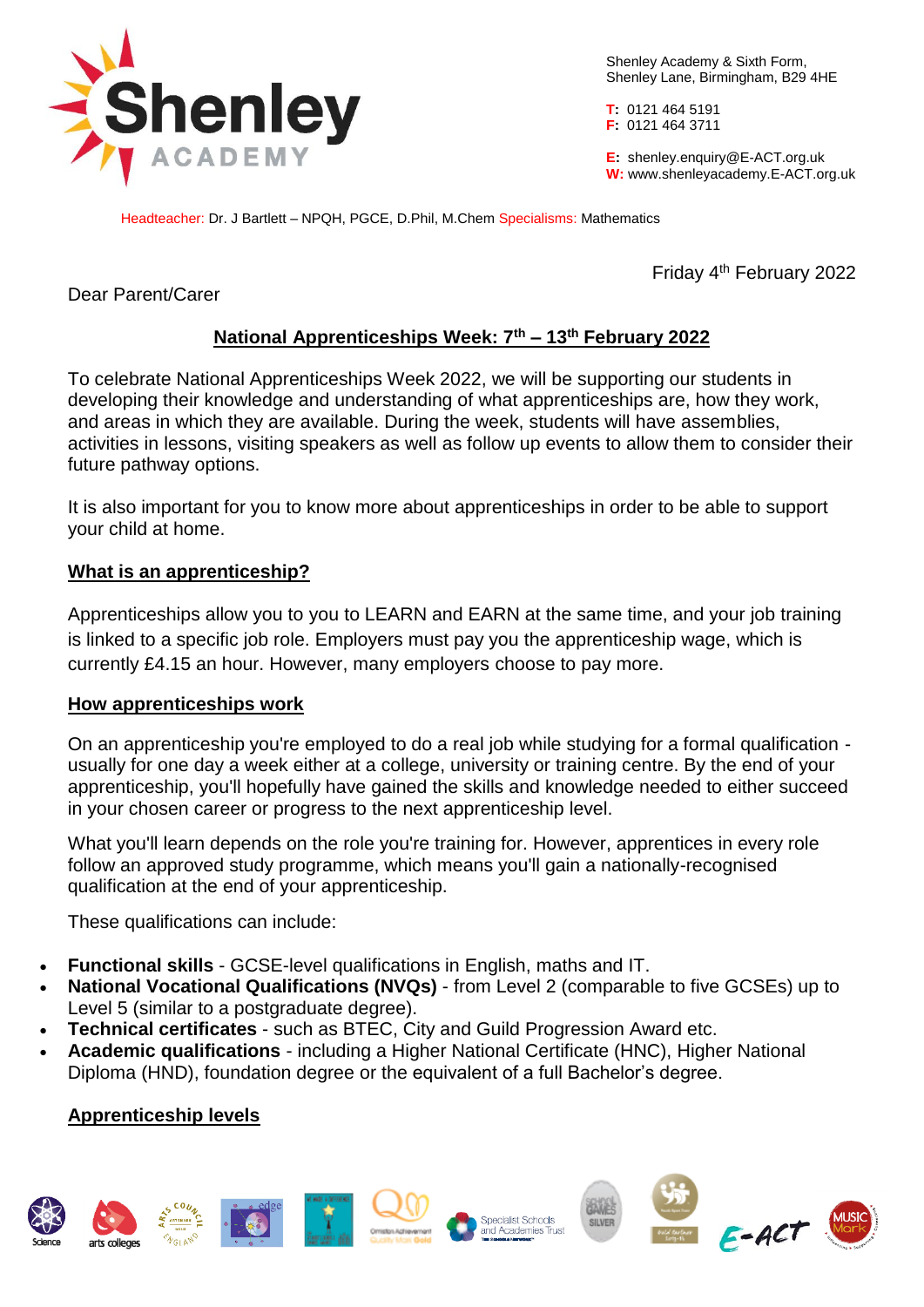Shenley Academy & Sixth Form,
Shenley Lane, Birmingham, B29 4HE

**T:** 0121 464 5191
**F:** 0121 464 3711

**E:** shenley.enquiry@E-ACT.org.uk
**W:** www.shenleyacademy.E-ACT.org.uk

Headteacher: Dr. J Bartlett – NPQH, PGCE, D.Phil, M.Chem Specialisms: Mathematics

Friday 4th February 2022

Dear Parent/Carer

## National Apprenticeships Week: 7th – 13th February 2022

To celebrate National Apprenticeships Week 2022, we will be supporting our students in developing their knowledge and understanding of what apprenticeships are, how they work, and areas in which they are available. During the week, students will have assemblies, activities in lessons, visiting speakers as well as follow up events to allow them to consider their future pathway options.

It is also important for you to know more about apprenticeships in order to be able to support your child at home.

### What is an apprenticeship?

Apprenticeships allow you to you to LEARN and EARN at the same time, and your job training is linked to a specific job role. Employers must pay you the apprenticeship wage, which is currently £4.15 an hour. However, many employers choose to pay more.

### How apprenticeships work

On an apprenticeship you're employed to do a real job while studying for a formal qualification - usually for one day a week either at a college, university or training centre. By the end of your apprenticeship, you'll hopefully have gained the skills and knowledge needed to either succeed in your chosen career or progress to the next apprenticeship level.

What you'll learn depends on the role you're training for. However, apprentices in every role follow an approved study programme, which means you'll gain a nationally-recognised qualification at the end of your apprenticeship.

These qualifications can include:

- **Functional skills** - GCSE-level qualifications in English, maths and IT.
- **National Vocational Qualifications (NVQs)** - from Level 2 (comparable to five GCSEs) up to Level 5 (similar to a postgraduate degree).
- **Technical certificates** - such as BTEC, City and Guild Progression Award etc.
- **Academic qualifications** - including a Higher National Certificate (HNC), Higher National Diploma (HND), foundation degree or the equivalent of a full Bachelor's degree.

### Apprenticeship levels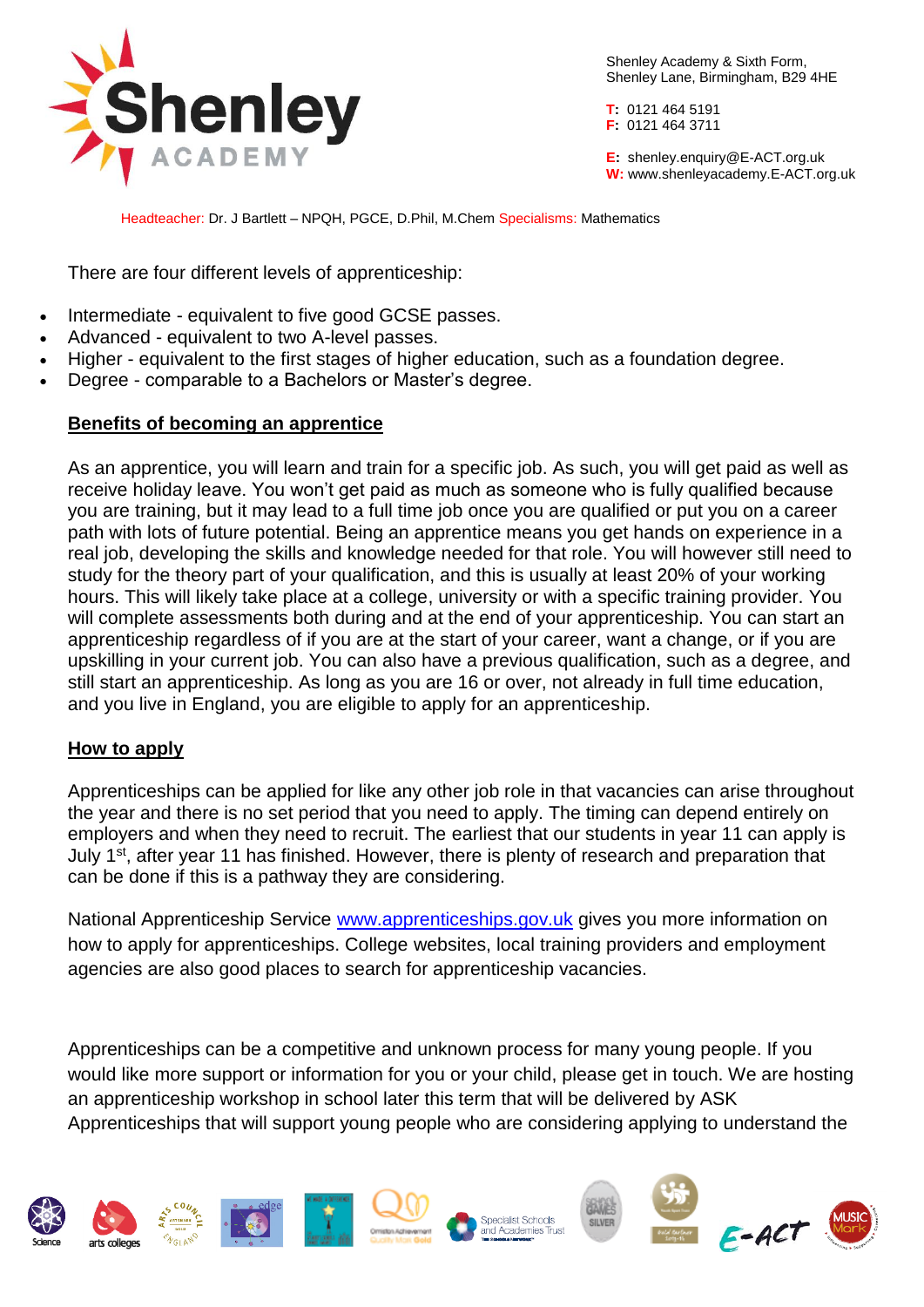There are four different levels of apprenticeship:

- Intermediate - equivalent to five good GCSE passes.
- Advanced - equivalent to two A-level passes.
- Higher - equivalent to the first stages of higher education, such as a foundation degree.
- Degree - comparable to a Bachelors or Master's degree.

**Benefits of becoming an apprentice**

As an apprentice, you will learn and train for a specific job. As such, you will get paid as well as receive holiday leave. You won't get paid as much as someone who is fully qualified because you are training, but it may lead to a full time job once you are qualified or put you on a career path with lots of future potential. Being an apprentice means you get hands on experience in a real job, developing the skills and knowledge needed for that role. You will however still need to study for the theory part of your qualification, and this is usually at least 20% of your working hours. This will likely take place at a college, university or with a specific training provider. You will complete assessments both during and at the end of your apprenticeship. You can start an apprenticeship regardless of if you are at the start of your career, want a change, or if you are upskilling in your current job. You can also have a previous qualification, such as a degree, and still start an apprenticeship. As long as you are 16 or over, not already in full time education, and you live in England, you are eligible to apply for an apprenticeship.

**How to apply**

Apprenticeships can be applied for like any other job role in that vacancies can arise throughout the year and there is no set period that you need to apply. The timing can depend entirely on employers and when they need to recruit. The earliest that our students in year 11 can apply is July 1st, after year 11 has finished. However, there is plenty of research and preparation that can be done if this is a pathway they are considering.

National Apprenticeship Service [www.apprenticeships.gov.uk](http://www.apprenticeships.gov.uk) gives you more information on how to apply for apprenticeships. College websites, local training providers and employment agencies are also good places to search for apprenticeship vacancies.

Apprenticeships can be a competitive and unknown process for many young people. If you would like more support or information for you or your child, please get in touch. We are hosting an apprenticeship workshop in school later this term that will be delivered by ASK Apprenticeships that will support young people who are considering applying to understand the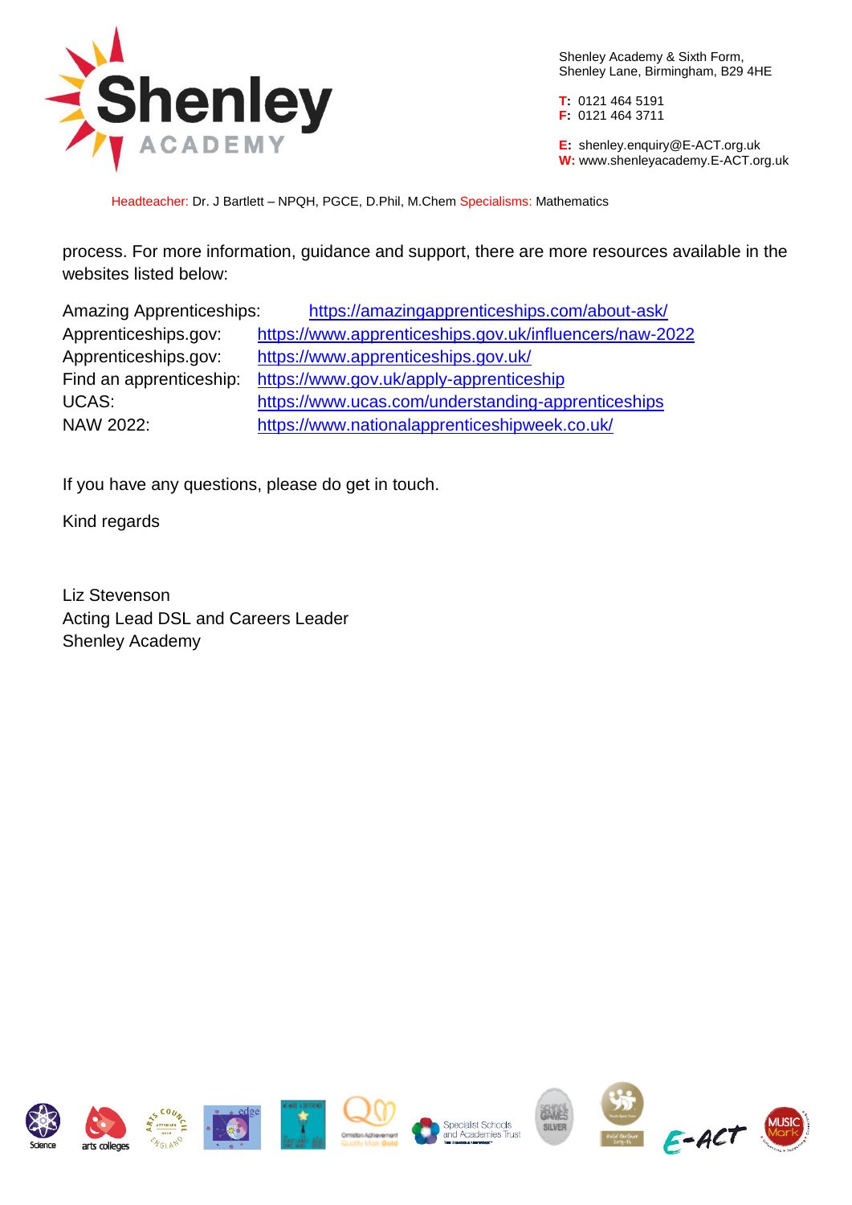process. For more information, guidance and support, there are more resources available in the websites listed below:

| | |
|---|---|
| Amazing Apprenticeships: | https://amazingapprenticeships.com/about-ask/ |
| Apprenticeships.gov: | https://www.apprenticeships.gov.uk/influencers/naw-2022 |
| Apprenticeships.gov: | https://www.apprenticeships.gov.uk/ |
| Find an apprenticeship: | https://www.gov.uk/apply-apprenticeship |
| UCAS: | https://www.ucas.com/understanding-apprenticeships |
| NAW 2022: | https://www.nationalapprenticeshipweek.co.uk/ |

If you have any questions, please do get in touch.

Kind regards

Liz Stevenson
Acting Lead DSL and Careers Leader
Shenley Academy